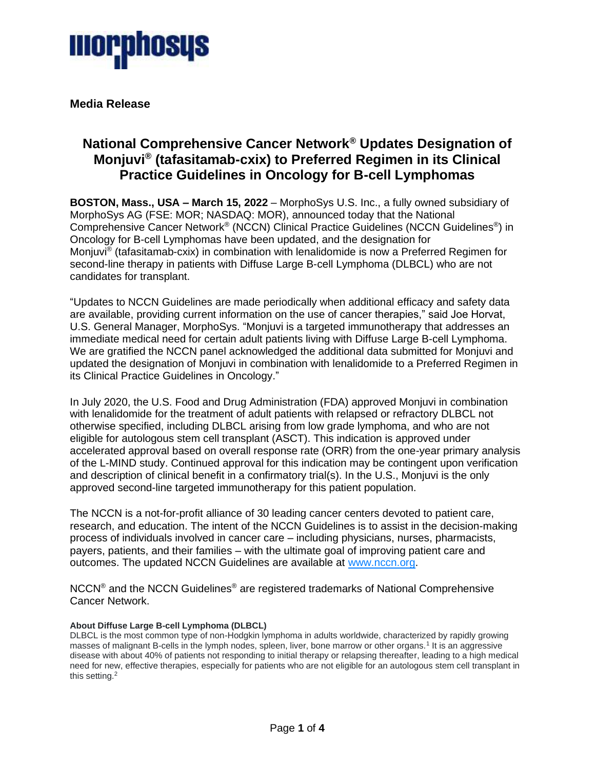**Media Release**

# National Comprehensive Cancer Network® Updates Designation of Monjuvi® (tafasitamab-cxix) to Preferred Regimen in its Clinical Practice Guidelines in Oncology for B-cell Lymphomas

**BOSTON, Mass., USA – March 15, 2022** – MorphoSys U.S. Inc., a fully owned subsidiary of MorphoSys AG (FSE: MOR; NASDAQ: MOR), announced today that the National Comprehensive Cancer Network® (NCCN) Clinical Practice Guidelines (NCCN Guidelines®) in Oncology for B-cell Lymphomas have been updated, and the designation for Monjuvi® (tafasitamab-cxix) in combination with lenalidomide is now a Preferred Regimen for second-line therapy in patients with Diffuse Large B-cell Lymphoma (DLBCL) who are not candidates for transplant.

"Updates to NCCN Guidelines are made periodically when additional efficacy and safety data are available, providing current information on the use of cancer therapies," said Joe Horvat, U.S. General Manager, MorphoSys. "Monjuvi is a targeted immunotherapy that addresses an immediate medical need for certain adult patients living with Diffuse Large B-cell Lymphoma. We are gratified the NCCN panel acknowledged the additional data submitted for Monjuvi and updated the designation of Monjuvi in combination with lenalidomide to a Preferred Regimen in its Clinical Practice Guidelines in Oncology."

In July 2020, the U.S. Food and Drug Administration (FDA) approved Monjuvi in combination with lenalidomide for the treatment of adult patients with relapsed or refractory DLBCL not otherwise specified, including DLBCL arising from low grade lymphoma, and who are not eligible for autologous stem cell transplant (ASCT). This indication is approved under accelerated approval based on overall response rate (ORR) from the one-year primary analysis of the L-MIND study. Continued approval for this indication may be contingent upon verification and description of clinical benefit in a confirmatory trial(s). In the U.S., Monjuvi is the only approved second-line targeted immunotherapy for this patient population.

The NCCN is a not-for-profit alliance of 30 leading cancer centers devoted to patient care, research, and education. The intent of the NCCN Guidelines is to assist in the decision-making process of individuals involved in cancer care – including physicians, nurses, pharmacists, payers, patients, and their families – with the ultimate goal of improving patient care and outcomes. The updated NCCN Guidelines are available at [www.nccn.org](http://www.nccn.org).

NCCN® and the NCCN Guidelines® are registered trademarks of National Comprehensive Cancer Network.

**About Diffuse Large B-cell Lymphoma (DLBCL)**

DLBCL is the most common type of non-Hodgkin lymphoma in adults worldwide, characterized by rapidly growing masses of malignant B-cells in the lymph nodes, spleen, liver, bone marrow or other organs.[1] It is an aggressive disease with about 40% of patients not responding to initial therapy or relapsing thereafter, leading to a high medical need for new, effective therapies, especially for patients who are not eligible for an autologous stem cell transplant in this setting.[2]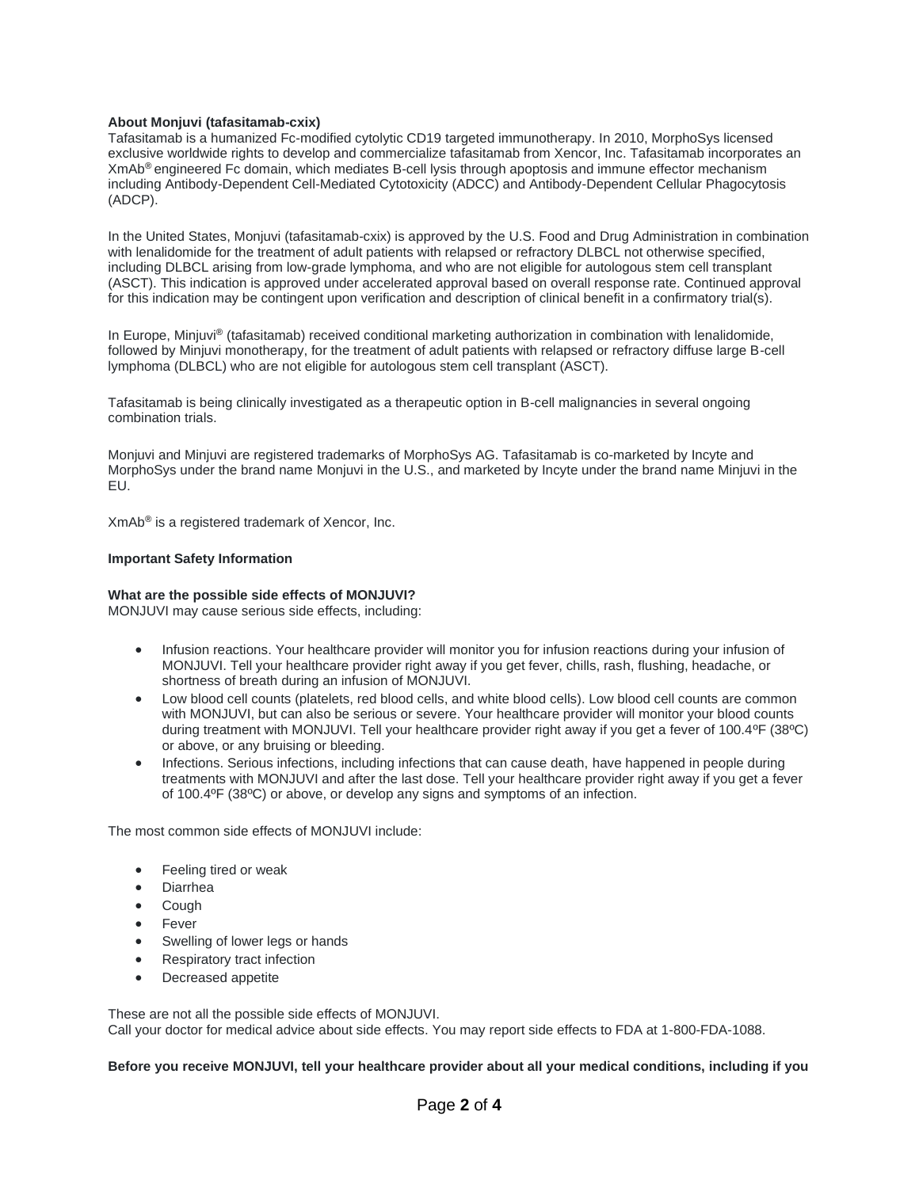**About Monjuvi (tafasitamab-cxix)**

Tafasitamab is a humanized Fc-modified cytolytic CD19 targeted immunotherapy. In 2010, MorphoSys licensed exclusive worldwide rights to develop and commercialize tafasitamab from Xencor, Inc. Tafasitamab incorporates an XmAb® engineered Fc domain, which mediates B-cell lysis through apoptosis and immune effector mechanism including Antibody-Dependent Cell-Mediated Cytotoxicity (ADCC) and Antibody-Dependent Cellular Phagocytosis (ADCP).

In the United States, Monjuvi (tafasitamab-cxix) is approved by the U.S. Food and Drug Administration in combination with lenalidomide for the treatment of adult patients with relapsed or refractory DLBCL not otherwise specified, including DLBCL arising from low-grade lymphoma, and who are not eligible for autologous stem cell transplant (ASCT). This indication is approved under accelerated approval based on overall response rate. Continued approval for this indication may be contingent upon verification and description of clinical benefit in a confirmatory trial(s).

In Europe, Minjuvi® (tafasitamab) received conditional marketing authorization in combination with lenalidomide, followed by Minjuvi monotherapy, for the treatment of adult patients with relapsed or refractory diffuse large B-cell lymphoma (DLBCL) who are not eligible for autologous stem cell transplant (ASCT).

Tafasitamab is being clinically investigated as a therapeutic option in B-cell malignancies in several ongoing combination trials.

Monjuvi and Minjuvi are registered trademarks of MorphoSys AG. Tafasitamab is co-marketed by Incyte and MorphoSys under the brand name Monjuvi in the U.S., and marketed by Incyte under the brand name Minjuvi in the EU.

XmAb® is a registered trademark of Xencor, Inc.

**Important Safety Information**

**What are the possible side effects of MONJUVI?**

MONJUVI may cause serious side effects, including:

- Infusion reactions. Your healthcare provider will monitor you for infusion reactions during your infusion of MONJUVI. Tell your healthcare provider right away if you get fever, chills, rash, flushing, headache, or shortness of breath during an infusion of MONJUVI.
- Low blood cell counts (platelets, red blood cells, and white blood cells). Low blood cell counts are common with MONJUVI, but can also be serious or severe. Your healthcare provider will monitor your blood counts during treatment with MONJUVI. Tell your healthcare provider right away if you get a fever of 100.4ºF (38ºC) or above, or any bruising or bleeding.
- Infections. Serious infections, including infections that can cause death, have happened in people during treatments with MONJUVI and after the last dose. Tell your healthcare provider right away if you get a fever of 100.4ºF (38ºC) or above, or develop any signs and symptoms of an infection.

The most common side effects of MONJUVI include:

- Feeling tired or weak
- Diarrhea
- Cough
- Fever
- Swelling of lower legs or hands
- Respiratory tract infection
- Decreased appetite

These are not all the possible side effects of MONJUVI.
Call your doctor for medical advice about side effects. You may report side effects to FDA at 1-800-FDA-1088.

**Before you receive MONJUVI, tell your healthcare provider about all your medical conditions, including if you**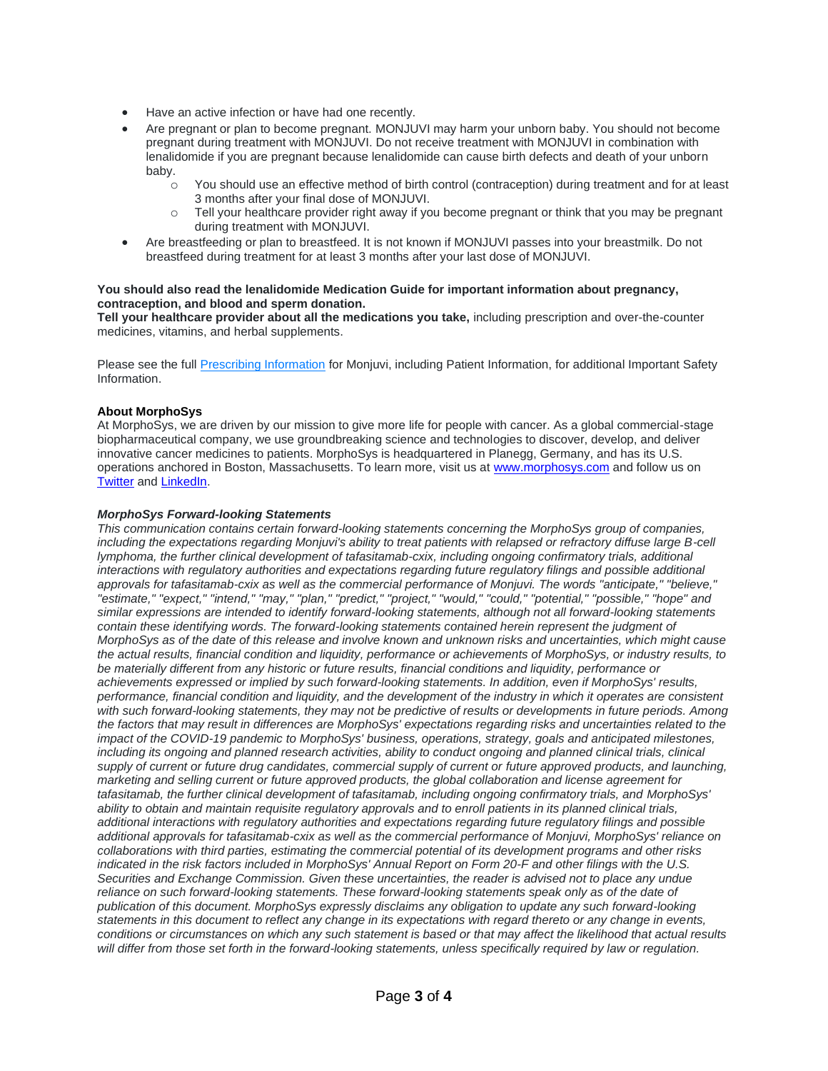- Have an active infection or have had one recently.
- Are pregnant or plan to become pregnant. MONJUVI may harm your unborn baby. You should not become pregnant during treatment with MONJUVI. Do not receive treatment with MONJUVI in combination with lenalidomide if you are pregnant because lenalidomide can cause birth defects and death of your unborn baby.
    - You should use an effective method of birth control (contraception) during treatment and for at least 3 months after your final dose of MONJUVI.
    - Tell your healthcare provider right away if you become pregnant or think that you may be pregnant during treatment with MONJUVI.
- Are breastfeeding or plan to breastfeed. It is not known if MONJUVI passes into your breastmilk. Do not breastfeed during treatment for at least 3 months after your last dose of MONJUVI.

**You should also read the lenalidomide Medication Guide for important information about pregnancy, contraception, and blood and sperm donation.**
**Tell your healthcare provider about all the medications you take,** including prescription and over-the-counter medicines, vitamins, and herbal supplements.

Please see the full Prescribing Information for Monjuvi, including Patient Information, for additional Important Safety Information.

**About MorphoSys**
At MorphoSys, we are driven by our mission to give more life for people with cancer. As a global commercial-stage biopharmaceutical company, we use groundbreaking science and technologies to discover, develop, and deliver innovative cancer medicines to patients. MorphoSys is headquartered in Planegg, Germany, and has its U.S. operations anchored in Boston, Massachusetts. To learn more, visit us at www.morphosys.com and follow us on Twitter and LinkedIn.

***MorphoSys Forward-looking Statements***
*This communication contains certain forward-looking statements concerning the MorphoSys group of companies, including the expectations regarding Monjuvi's ability to treat patients with relapsed or refractory diffuse large B-cell lymphoma, the further clinical development of tafasitamab-cxix, including ongoing confirmatory trials, additional interactions with regulatory authorities and expectations regarding future regulatory filings and possible additional approvals for tafasitamab-cxix as well as the commercial performance of Monjuvi. The words "anticipate," "believe," "estimate," "expect," "intend," "may," "plan," "predict," "project," "would," "could," "potential," "possible," "hope" and similar expressions are intended to identify forward-looking statements, although not all forward-looking statements contain these identifying words. The forward-looking statements contained herein represent the judgment of MorphoSys as of the date of this release and involve known and unknown risks and uncertainties, which might cause the actual results, financial condition and liquidity, performance or achievements of MorphoSys, or industry results, to be materially different from any historic or future results, financial conditions and liquidity, performance or achievements expressed or implied by such forward-looking statements. In addition, even if MorphoSys' results, performance, financial condition and liquidity, and the development of the industry in which it operates are consistent with such forward-looking statements, they may not be predictive of results or developments in future periods. Among the factors that may result in differences are MorphoSys' expectations regarding risks and uncertainties related to the impact of the COVID-19 pandemic to MorphoSys' business, operations, strategy, goals and anticipated milestones, including its ongoing and planned research activities, ability to conduct ongoing and planned clinical trials, clinical supply of current or future drug candidates, commercial supply of current or future approved products, and launching, marketing and selling current or future approved products, the global collaboration and license agreement for tafasitamab, the further clinical development of tafasitamab, including ongoing confirmatory trials, and MorphoSys' ability to obtain and maintain requisite regulatory approvals and to enroll patients in its planned clinical trials, additional interactions with regulatory authorities and expectations regarding future regulatory filings and possible additional approvals for tafasitamab-cxix as well as the commercial performance of Monjuvi, MorphoSys' reliance on collaborations with third parties, estimating the commercial potential of its development programs and other risks indicated in the risk factors included in MorphoSys' Annual Report on Form 20-F and other filings with the U.S. Securities and Exchange Commission. Given these uncertainties, the reader is advised not to place any undue reliance on such forward-looking statements. These forward-looking statements speak only as of the date of publication of this document. MorphoSys expressly disclaims any obligation to update any such forward-looking statements in this document to reflect any change in its expectations with regard thereto or any change in events, conditions or circumstances on which any such statement is based or that may affect the likelihood that actual results will differ from those set forth in the forward-looking statements, unless specifically required by law or regulation.*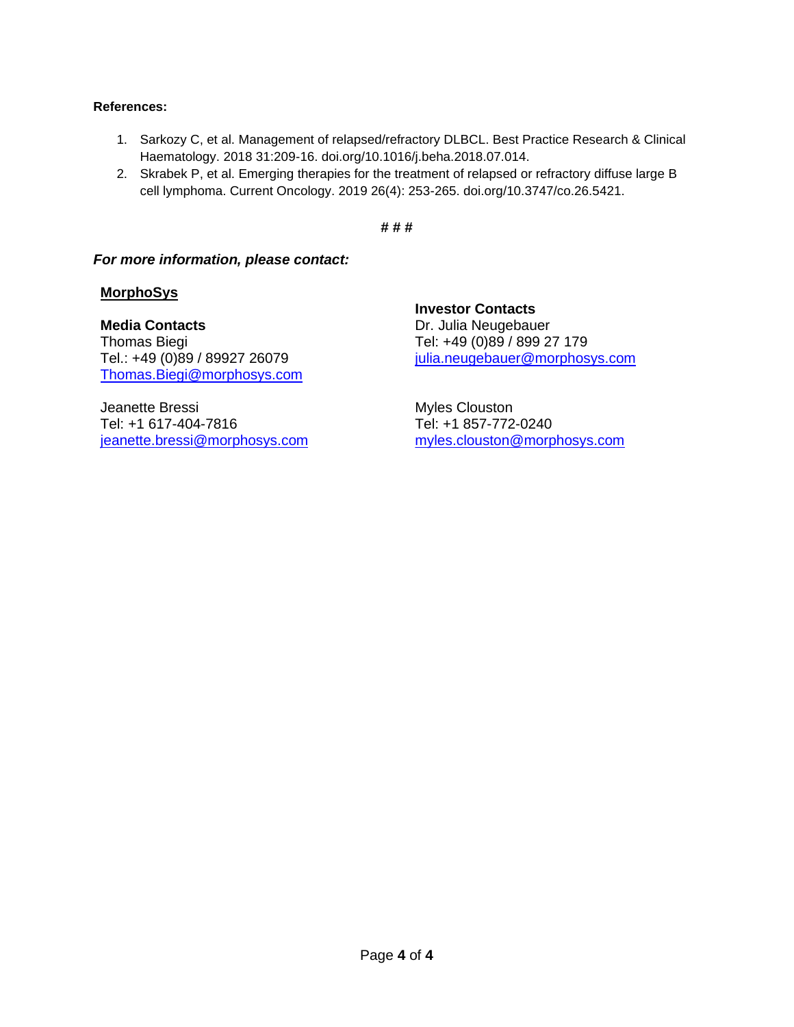**References:**

1. Sarkozy C, et al. Management of relapsed/refractory DLBCL. Best Practice Research & Clinical Haematology. 2018 31:209-16. doi.org/10.1016/j.beha.2018.07.014.
2. Skrabek P, et al. Emerging therapies for the treatment of relapsed or refractory diffuse large B cell lymphoma. Current Oncology. 2019 26(4): 253-265. doi.org/10.3747/co.26.5421.

# # #

***For more information, please contact:***

**MorphoSys**

**Media Contacts**
Thomas Biegi
Tel.: +49 (0)89 / 89927 26079
Thomas.Biegi@morphosys.com

Jeanette Bressi
Tel: +1 617-404-7816
jeanette.bressi@morphosys.com

**Investor Contacts**
Dr. Julia Neugebauer
Tel: +49 (0)89 / 899 27 179
julia.neugebauer@morphosys.com

Myles Clouston
Tel: +1 857-772-0240
myles.clouston@morphosys.com